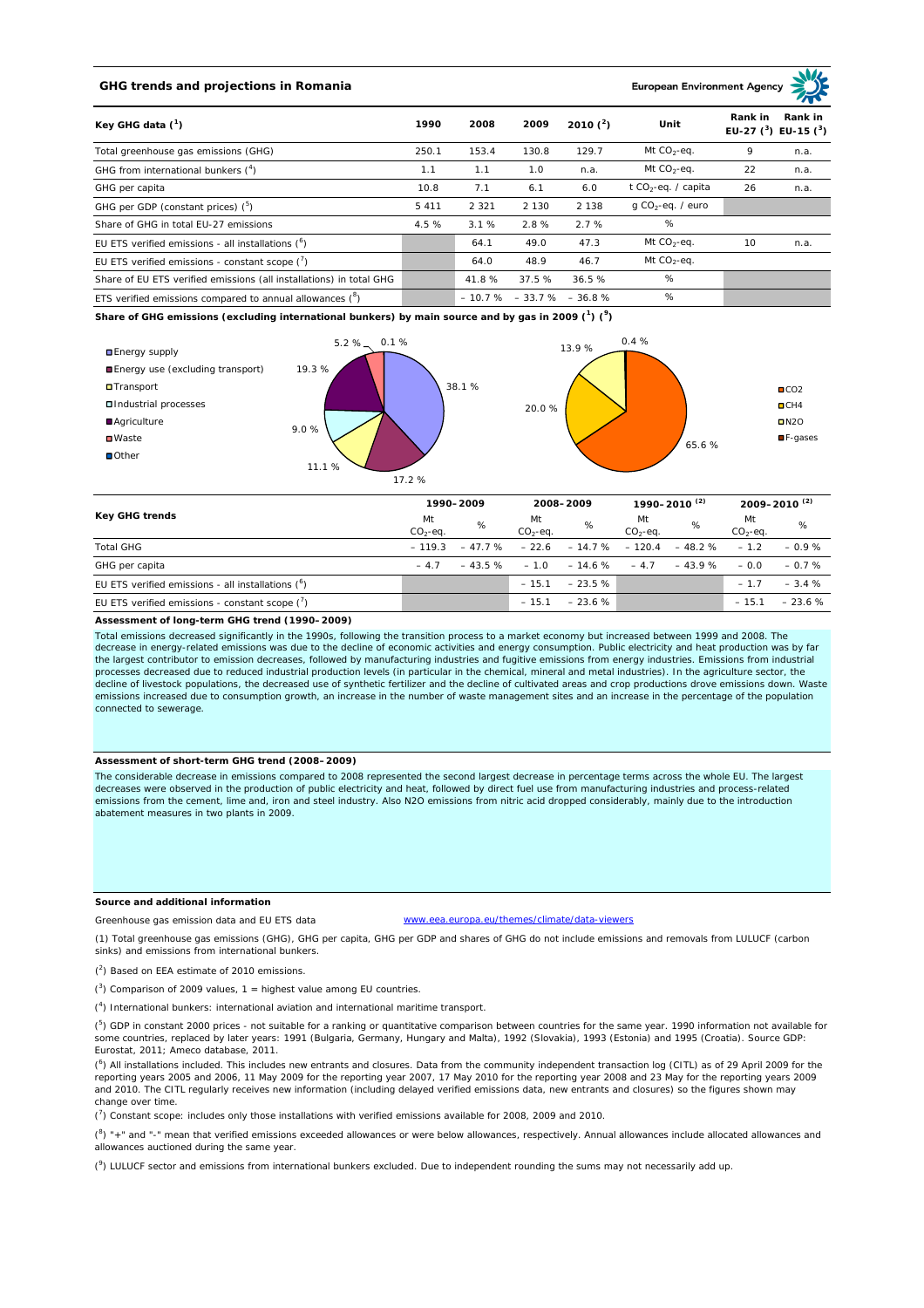## GHG trends and projections in Romania

European Environment Agency

| Key GHG data [1] | 1990 | 2008 | 2009 | 2010 [2] | Unit | Rank in EU-27 [3] | Rank in EU-15 [3] |
|---|---|---|---|---|---|---|---|
| Total greenhouse gas emissions (GHG) | 250.1 | 153.4 | 130.8 | 129.7 | Mt $CO_2$-eq. | 9 | n.a. |
| GHG from international bunkers [4] | 1.1 | 1.1 | 1.0 | n.a. | Mt $CO_2$-eq. | 22 | n.a. |
| GHG per capita | 10.8 | 7.1 | 6.1 | 6.0 | t $CO_2$-eq. / capita | 26 | n.a. |
| GHG per GDP (constant prices) [5] | 5 411 | 2 321 | 2 130 | 2 138 | g $CO_2$-eq. / euro | | |
| Share of GHG in total EU-27 emissions | 4.5 % | 3.1 % | 2.8 % | 2.7 % | % | | |
| EU ETS verified emissions - all installations [6] | | 64.1 | 49.0 | 47.3 | Mt $CO_2$-eq. | 10 | n.a. |
| EU ETS verified emissions - constant scope [7] | | 64.0 | 48.9 | 46.7 | Mt $CO_2$-eq. | | |
| Share of EU ETS verified emissions (all installations) in total GHG | | 41.8 % | 37.5 % | 36.5 % | % | | |
| ETS verified emissions compared to annual allowances [8] | | – 10.7 % | – 33.7 % | – 36.8 % | % | | |

**Share of GHG emissions (excluding international bunkers) by main source and by gas in 2009 [1] [9]**

By main source: Energy supply 38.1 %; Energy use (excluding transport) 17.2 %; Transport 11.1 %; Industrial processes 9.0 %; Agriculture 19.3 %; Waste 5.2 %; Other 0.1 %

By gas: $CO_2$ 65.6 %; $CH_4$ 20.0 %; $N_2O$ 13.9 %; F-gases 0.4 %

| Key GHG trends | 1990–2009 | | 2008–2009 | | 1990–2010 [2] | | 2009–2010 [2] | |
|---|---|---|---|---|---|---|---|---|
| | Mt $CO_2$-eq. | % | Mt $CO_2$-eq. | % | Mt $CO_2$-eq. | % | Mt $CO_2$-eq. | % |
| Total GHG | – 119.3 | – 47.7 % | – 22.6 | – 14.7 % | – 120.4 | – 48.2 % | – 1.2 | – 0.9 % |
| GHG per capita | – 4.7 | – 43.5 % | – 1.0 | – 14.6 % | – 4.7 | – 43.9 % | – 0.0 | – 0.7 % |
| EU ETS verified emissions - all installations [6] | | | – 15.1 | – 23.5 % | | | – 1.7 | – 3.4 % |
| EU ETS verified emissions - constant scope [7] | | | – 15.1 | – 23.6 % | | | – 15.1 | – 23.6 % |

**Assessment of long-term GHG trend (1990–2009)**

Total emissions decreased significantly in the 1990s, following the transition process to a market economy but increased between 1999 and 2008. The decrease in energy-related emissions was due to the decline of economic activities and energy consumption. Public electricity and heat production was by far the largest contributor to emission decreases, followed by manufacturing industries and fugitive emissions from energy industries. Emissions from industrial processes decreased due to reduced industrial production levels (in particular in the chemical, mineral and metal industries). In the agriculture sector, the decline of livestock populations, the decreased use of synthetic fertilizer and the decline of cultivated areas and crop productions drove emissions down. Waste emissions increased due to consumption growth, an increase in the number of waste management sites and an increase in the percentage of the population connected to sewerage.

**Assessment of short-term GHG trend (2008–2009)**

The considerable decrease in emissions compared to 2008 represented the second largest decrease in percentage terms across the whole EU. The largest decreases were observed in the production of public electricity and heat, followed by direct fuel use from manufacturing industries and process-related emissions from the cement, lime and, iron and steel industry. Also N2O emissions from nitric acid dropped considerably, mainly due to the introduction abatement measures in two plants in 2009.

**Source and additional information**

Greenhouse gas emission data and EU ETS data www.eea.europa.eu/themes/climate/data-viewers

(1) Total greenhouse gas emissions (GHG), GHG per capita, GHG per GDP and shares of GHG do not include emissions and removals from LULUCF (carbon sinks) and emissions from international bunkers.

(2) Based on EEA estimate of 2010 emissions.

(3) Comparison of 2009 values, 1 = highest value among EU countries.

(4) International bunkers: international aviation and international maritime transport.

(5) GDP in constant 2000 prices - not suitable for a ranking or quantitative comparison between countries for the same year. 1990 information not available for some countries, replaced by later years: 1991 (Bulgaria, Germany, Hungary and Malta), 1992 (Slovakia), 1993 (Estonia) and 1995 (Croatia). Source GDP: Eurostat, 2011; Ameco database, 2011.

(6) All installations included. This includes new entrants and closures. Data from the community independent transaction log (CITL) as of 29 April 2009 for the reporting years 2005 and 2006, 11 May 2009 for the reporting year 2007, 17 May 2010 for the reporting year 2008 and 23 May for the reporting years 2009 and 2010. The CITL regularly receives new information (including delayed verified emissions data, new entrants and closures) so the figures shown may change over time.

(7) Constant scope: includes only those installations with verified emissions available for 2008, 2009 and 2010.

(8) "+" and "-" mean that verified emissions exceeded allowances or were below allowances, respectively. Annual allowances include allocated allowances and allowances auctioned during the same year.

(9) LULUCF sector and emissions from international bunkers excluded. Due to independent rounding the sums may not necessarily add up.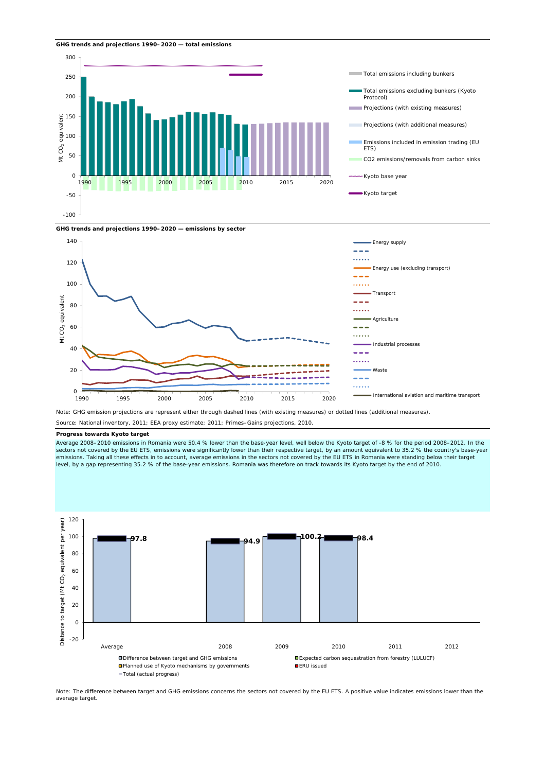**GHG trends and projections 1990–2020 — total emissions**

300
250
200
150
100
50
0
-50
-100

Mt $CO_2$ equivalent

1990 1995 2000 2005 2010 2015 2020

Total emissions including bunkers

Total emissions excluding bunkers (Kyoto Protocol)

Projections (with existing measures)

Projections (with additional measures)

Emissions included in emission trading (EU ETS)

CO2 emissions/removals from carbon sinks

Kyoto base year

Kyoto target

**GHG trends and projections 1990–2020 — emissions by sector**

140
120
100
80
60
40
20
0

Mt $CO_2$ equivalent

1990 1995 2000 2005 2010 2015 2020

Energy supply

Energy use (excluding transport)

Transport

Agriculture

Industrial processes

Waste

International aviation and maritime transport

Note: GHG emission projections are represent either through dashed lines (with existing measures) or dotted lines (additional measures).

Source: National inventory, 2011; EEA proxy estimate; 2011; Primes–Gains projections, 2010.

**Progress towards Kyoto target**

Average 2008–2010 emissions in Romania were 50.4 % lower than the base-year level, well below the Kyoto target of -8 % for the period 2008–2012. In the sectors not covered by the EU ETS, emissions were significantly lower than their respective target, by an amount equivalent to 35.2 % the country's base-year emissions. Taking all these effects in to account, average emissions in the sectors not covered by the EU ETS in Romania were standing below their target level, by a gap representing 35.2 % of the base-year emissions. Romania was therefore on track towards its Kyoto target by the end of 2010.

120
100
80
60
40
20
0
-20

Distance to target (Mt $CO_2$ equivalent per year)

97.8
94.9
100.2
98.4

Average 2008 2009 2010 2011 2012

Difference between target and GHG emissions

Expected carbon sequestration from forestry (LULUCF)

Planned use of Kyoto mechanisms by governments

ERU issued

Total (actual progress)

Note: The difference between target and GHG emissions concerns the sectors not covered by the EU ETS. A positive value indicates emissions lower than the average target.